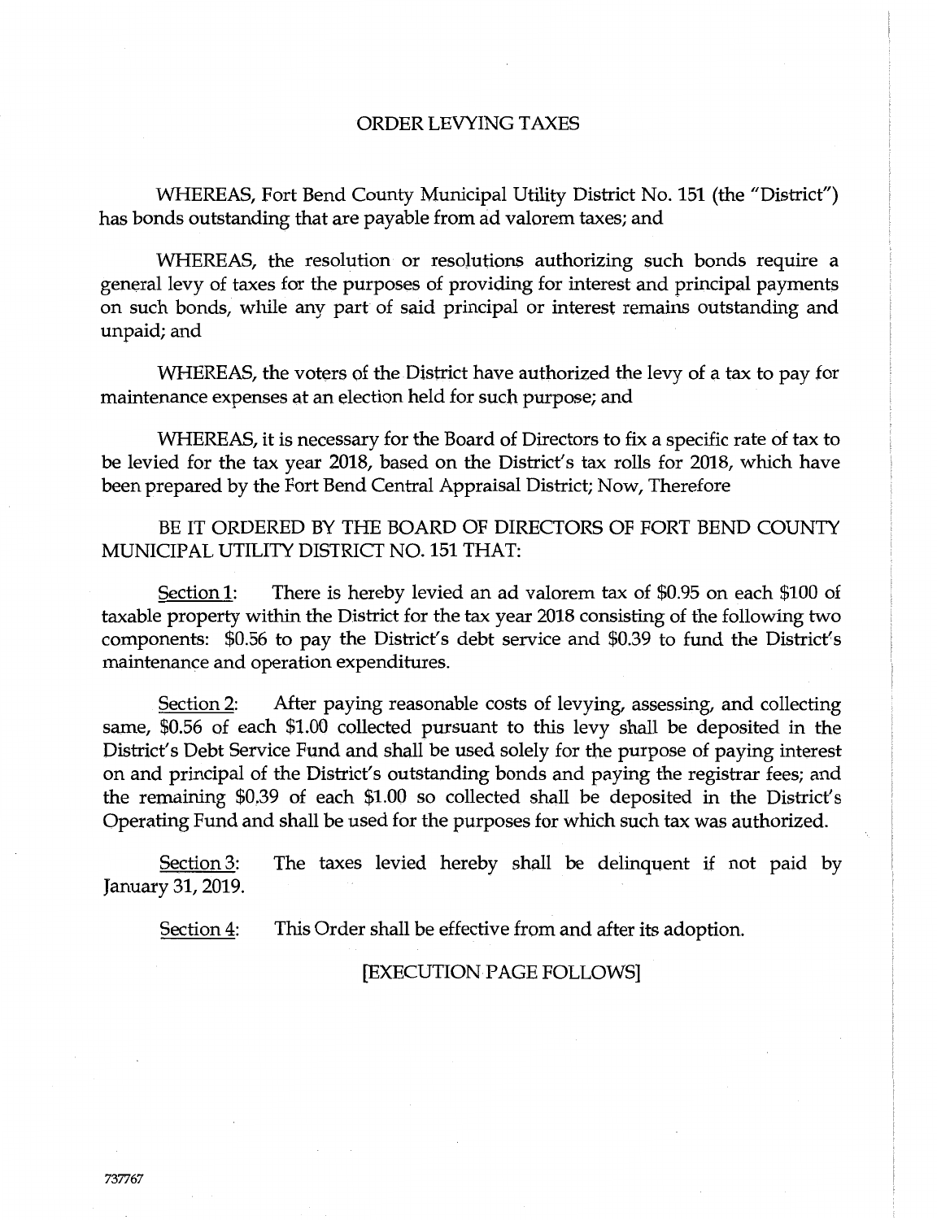# ORDER LEVYING TAXES

WHEREAS, Fort Bend County Municipal Utility District No. 151 (the "District") has bonds outstanding that are payable from ad valorem taxes; and

WHEREAS, the resolution or resolutions authorizing such bonds require a general levy of taxes for the purposes of providing for interest and principal payments on such bonds, while any part of said principal or interest remains outstanding and unpaid; and

WHEREAS, the voters of the District have authorized the levy of a tax to pay for maintenance expenses at an election held for such purpose; and

WHEREAS, it is necessary for the Board of Directors to fix a specific rate of tax to be levied for the tax year 2018, based on the District's tax rolls for 2018, which have been prepared by the Fort Bend Central Appraisal District; Now, Therefore

BE IT ORDERED BY THE BOARD OF DIRECTORS OF FORT BEND COUNTY MUNICIPAL UTILITY DISTRICT NO. 151 THAT:

Section 1: There is hereby levied an ad valorem tax of $0.95 on each $100 of taxable property within the District for the tax year 2018 consisting of the following two components: $0.56 to pay the District's debt service and $0.39 to fund the District's maintenance and operation expenditures.

Section 2: After paying reasonable costs of levying, assessing, and collecting same, $0.56 of each $1.00 collected pursuant to this levy shall be deposited in the District's Debt Service Fund and shall be used solely for the purpose of paying interest on and principal of the District's outstanding bonds and paying the registrar fees; and the remaining $0.39 of each $1.00 so collected shall be deposited in the District's Operating Fund and shall be used for the purposes for which such tax was authorized.

Section 3: The taxes levied hereby shall be delinquent if not paid by January 31, 2019.

Section 4: This Order shall be effective from and after its adoption.

[EXECUTION PAGE FOLLOWS]

737767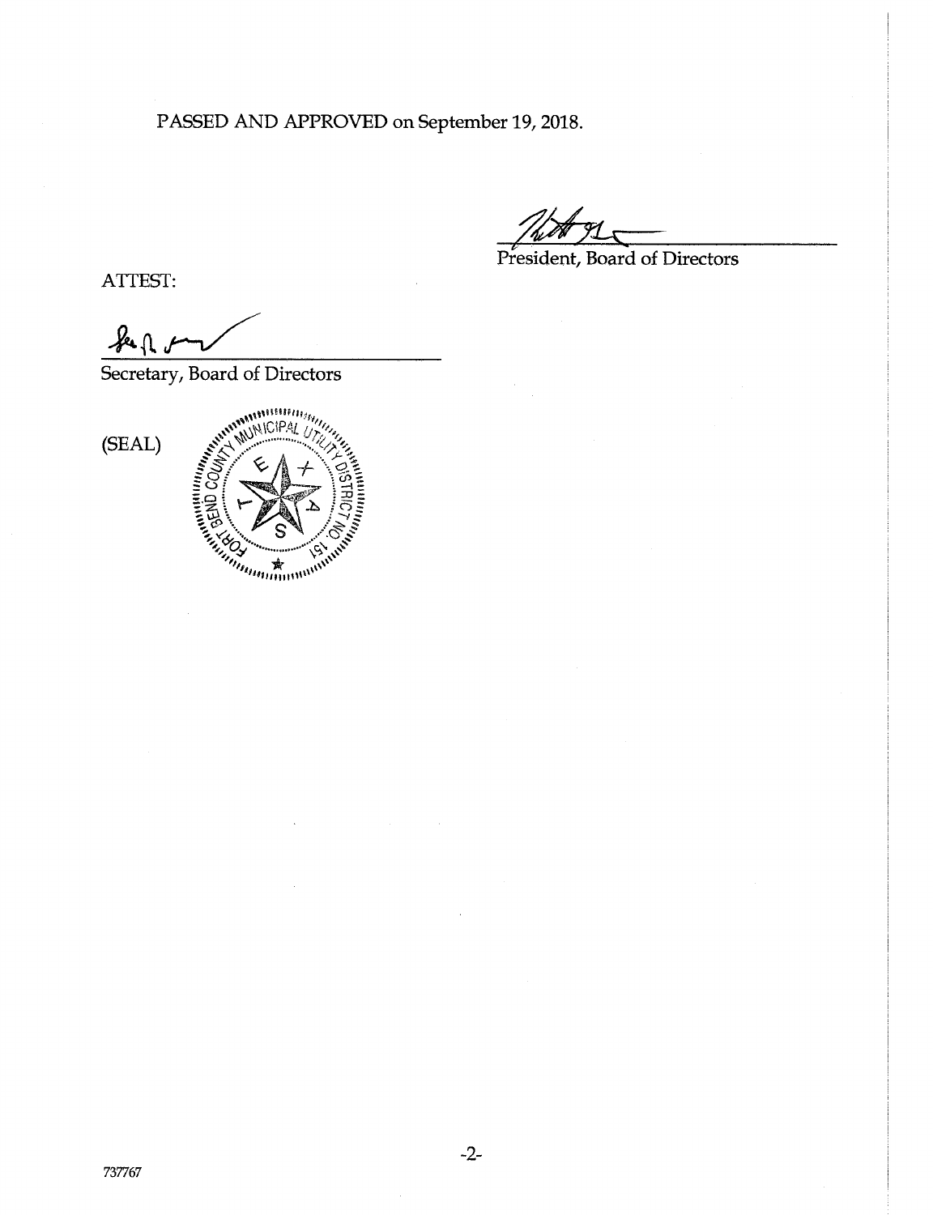PASSED AND APPROVED on September 19, 2018.

President, Board of Directors

ATTEST:

Secretary, Board of Directors

(SEAL)

FORT BEND COUNTY MUNICIPAL UTILITY DISTRICT NO. 151

T E X A S

737767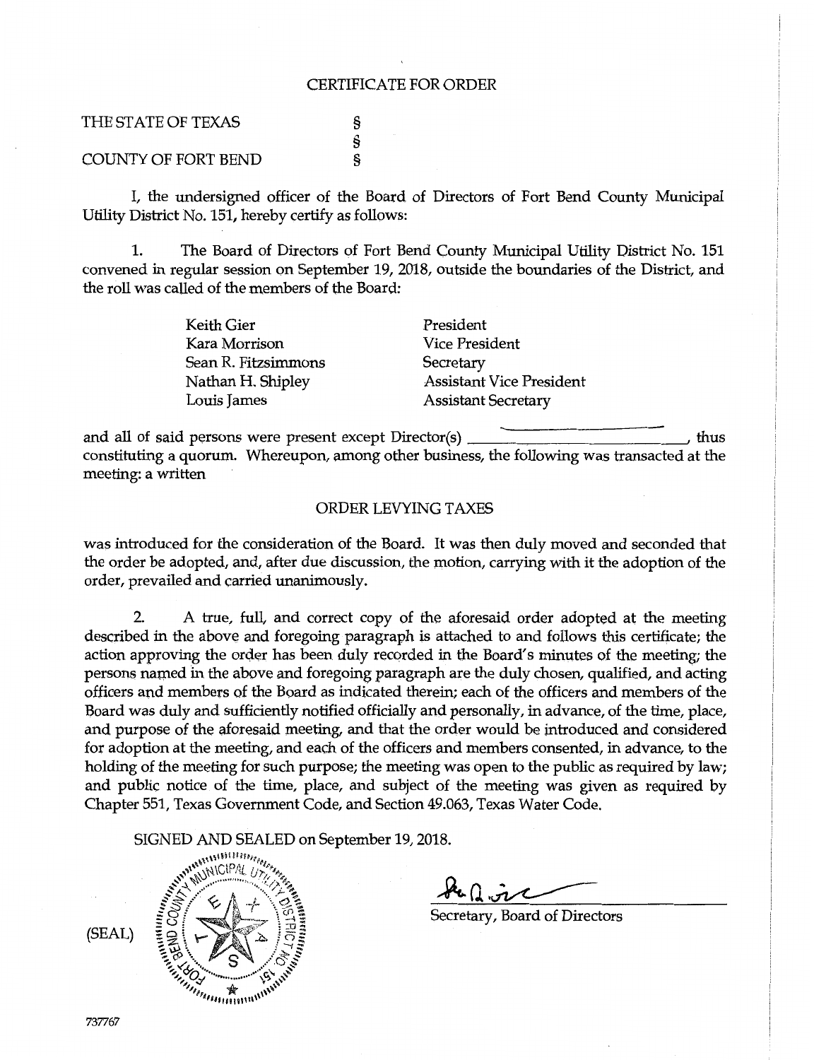CERTIFICATE FOR ORDER

THE STATE OF TEXAS §
§
COUNTY OF FORT BEND §

I, the undersigned officer of the Board of Directors of Fort Bend County Municipal Utility District No. 151, hereby certify as follows:

1. The Board of Directors of Fort Bend County Municipal Utility District No. 151 convened in regular session on September 19, 2018, outside the boundaries of the District, and the roll was called of the members of the Board:

| | |
|---|---|
| Keith Gier | President |
| Kara Morrison | Vice President |
| Sean R. Fitzsimmons | Secretary |
| Nathan H. Shipley | Assistant Vice President |
| Louis James | Assistant Secretary |

and all of said persons were present except Director(s) ________________, thus constituting a quorum. Whereupon, among other business, the following was transacted at the meeting: a written

ORDER LEVYING TAXES

was introduced for the consideration of the Board. It was then duly moved and seconded that the order be adopted, and, after due discussion, the motion, carrying with it the adoption of the order, prevailed and carried unanimously.

2. A true, full, and correct copy of the aforesaid order adopted at the meeting described in the above and foregoing paragraph is attached to and follows this certificate; the action approving the order has been duly recorded in the Board's minutes of the meeting; the persons named in the above and foregoing paragraph are the duly chosen, qualified, and acting officers and members of the Board as indicated therein; each of the officers and members of the Board was duly and sufficiently notified officially and personally, in advance, of the time, place, and purpose of the aforesaid meeting, and that the order would be introduced and considered for adoption at the meeting, and each of the officers and members consented, in advance, to the holding of the meeting for such purpose; the meeting was open to the public as required by law; and public notice of the time, place, and subject of the meeting was given as required by Chapter 551, Texas Government Code, and Section 49.063, Texas Water Code.

SIGNED AND SEALED on September 19, 2018.

(SEAL)

Secretary, Board of Directors

737767